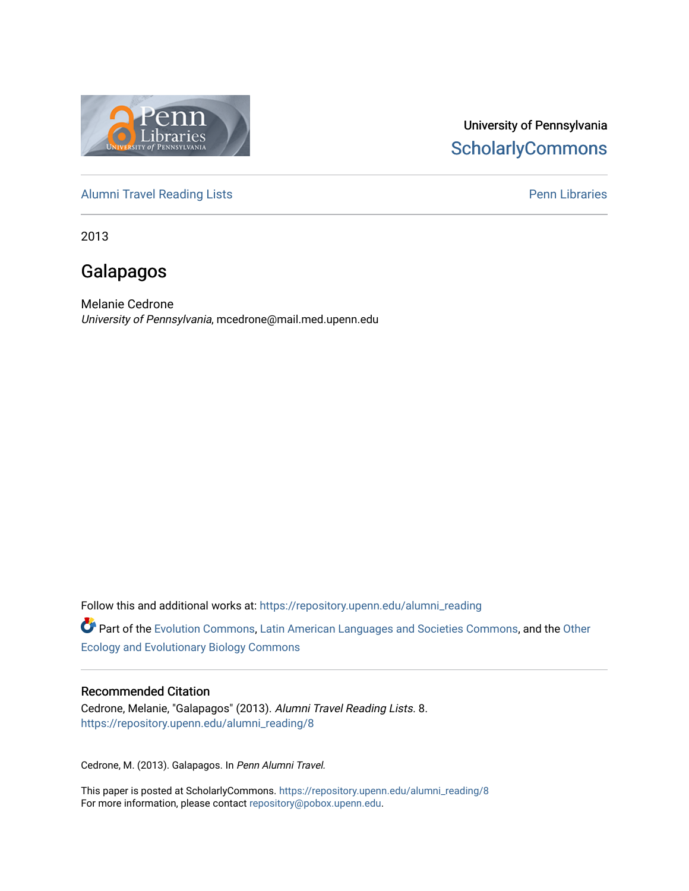University of Pennsylvania
ScholarlyCommons

Alumni Travel Reading Lists | Penn Libraries

2013

# Galapagos

Melanie Cedrone
*University of Pennsylvania*, mcedrone@mail.med.upenn.edu

Follow this and additional works at: https://repository.upenn.edu/alumni_reading

Part of the Evolution Commons, Latin American Languages and Societies Commons, and the Other Ecology and Evolutionary Biology Commons

## Recommended Citation

Cedrone, Melanie, "Galapagos" (2013). *Alumni Travel Reading Lists*. 8.
https://repository.upenn.edu/alumni_reading/8

Cedrone, M. (2013). Galapagos. In *Penn Alumni Travel.*

This paper is posted at ScholarlyCommons. https://repository.upenn.edu/alumni_reading/8
For more information, please contact repository@pobox.upenn.edu.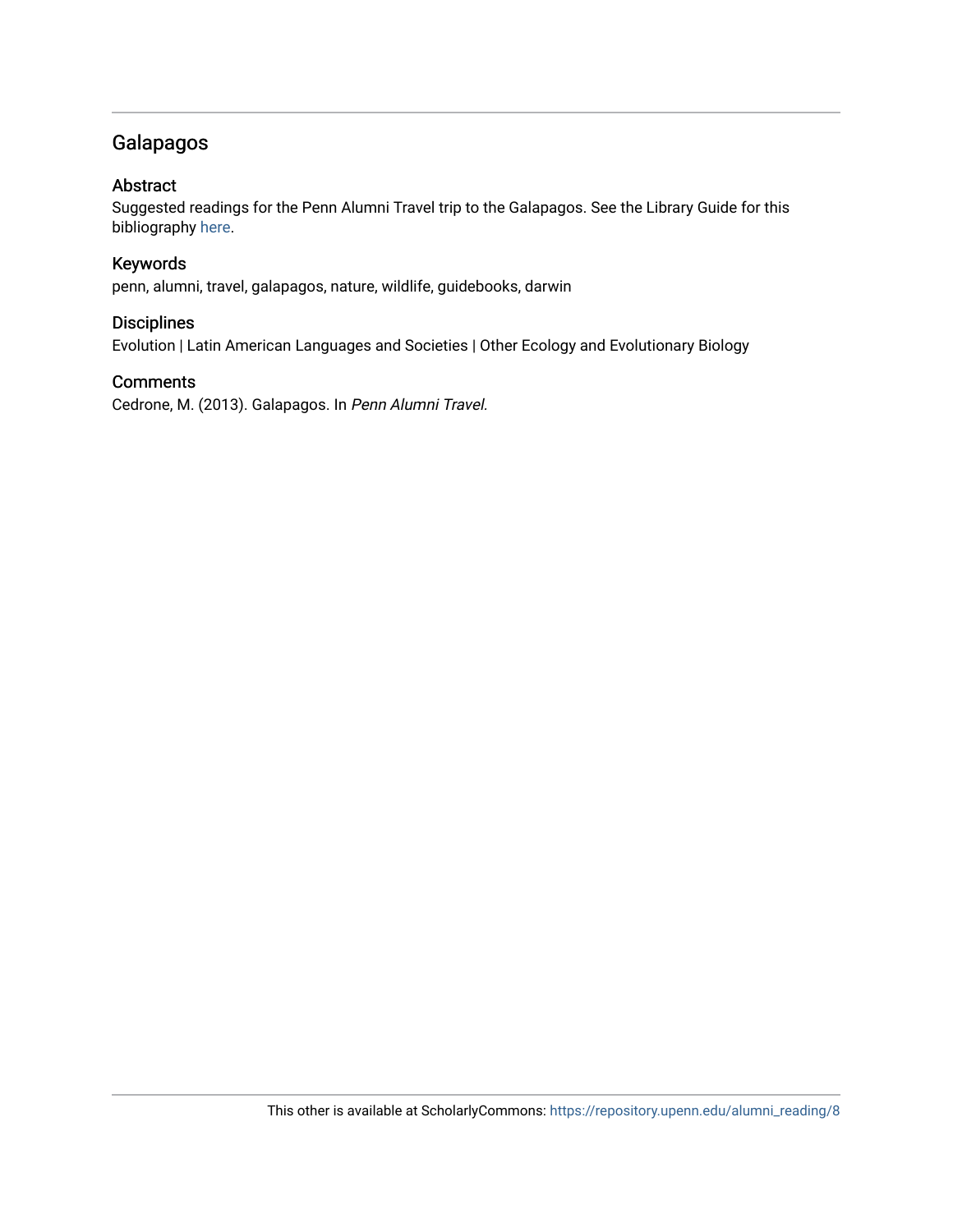## Galapagos

### Abstract

Suggested readings for the Penn Alumni Travel trip to the Galapagos. See the Library Guide for this bibliography here.

### Keywords

penn, alumni, travel, galapagos, nature, wildlife, guidebooks, darwin

### Disciplines

Evolution | Latin American Languages and Societies | Other Ecology and Evolutionary Biology

### Comments

Cedrone, M. (2013). Galapagos. In *Penn Alumni Travel.*

This other is available at ScholarlyCommons: https://repository.upenn.edu/alumni_reading/8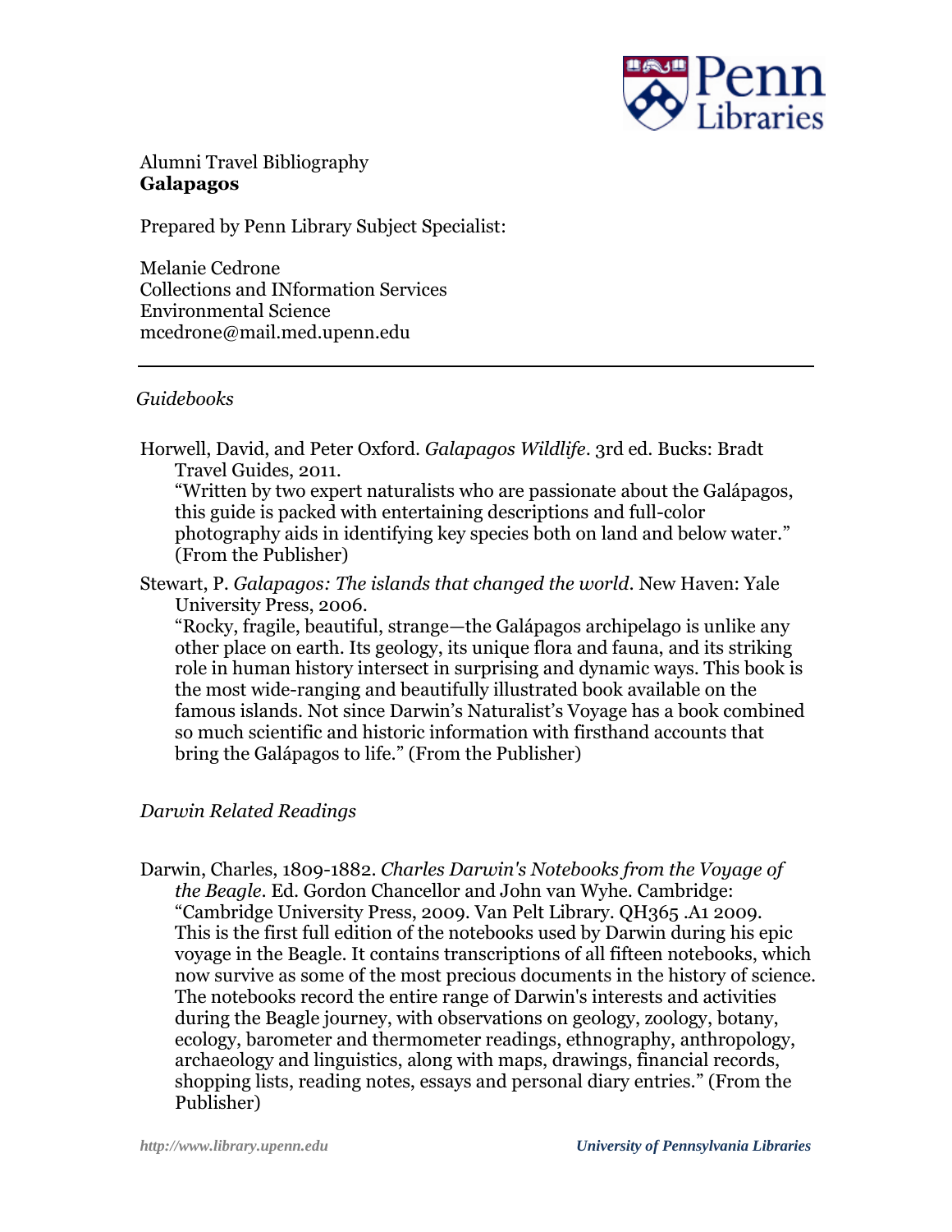Alumni Travel Bibliography
**Galapagos**

Prepared by Penn Library Subject Specialist:

Melanie Cedrone
Collections and INformation Services
Environmental Science
mcedrone@mail.med.upenn.edu

---

*Guidebooks*

Horwell, David, and Peter Oxford. *Galapagos Wildlife*. 3rd ed. Bucks: Bradt Travel Guides, 2011.
"Written by two expert naturalists who are passionate about the Galápagos, this guide is packed with entertaining descriptions and full-color photography aids in identifying key species both on land and below water." (From the Publisher)

Stewart, P. *Galapagos: The islands that changed the world*. New Haven: Yale University Press, 2006.
"Rocky, fragile, beautiful, strange—the Galápagos archipelago is unlike any other place on earth. Its geology, its unique flora and fauna, and its striking role in human history intersect in surprising and dynamic ways. This book is the most wide-ranging and beautifully illustrated book available on the famous islands. Not since Darwin's Naturalist's Voyage has a book combined so much scientific and historic information with firsthand accounts that bring the Galápagos to life." (From the Publisher)

*Darwin Related Readings*

Darwin, Charles, 1809-1882. *Charles Darwin's Notebooks from the Voyage of the Beagle*. Ed. Gordon Chancellor and John van Wyhe. Cambridge: "Cambridge University Press, 2009. Van Pelt Library. QH365 .A1 2009. This is the first full edition of the notebooks used by Darwin during his epic voyage in the Beagle. It contains transcriptions of all fifteen notebooks, which now survive as some of the most precious documents in the history of science. The notebooks record the entire range of Darwin's interests and activities during the Beagle journey, with observations on geology, zoology, botany, ecology, barometer and thermometer readings, ethnography, anthropology, archaeology and linguistics, along with maps, drawings, financial records, shopping lists, reading notes, essays and personal diary entries." (From the Publisher)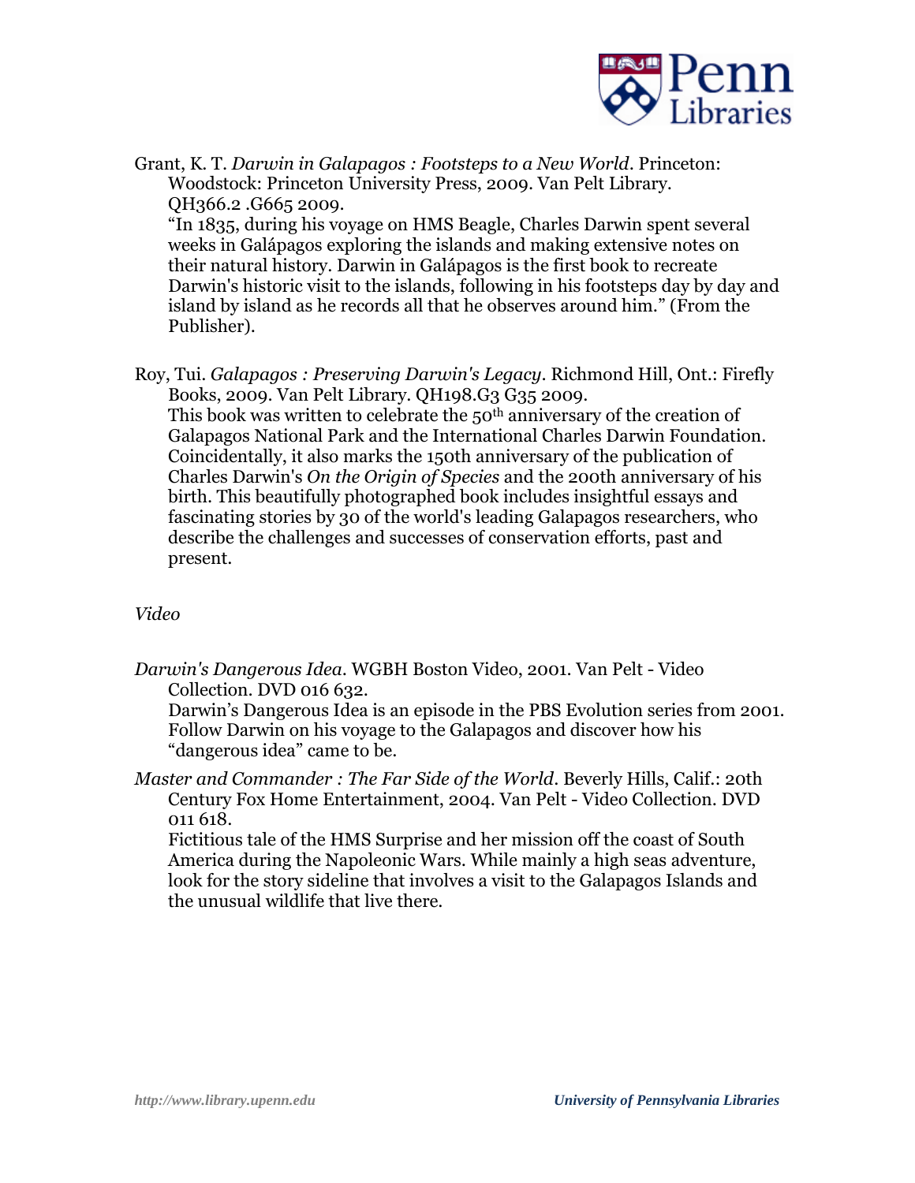Grant, K. T. *Darwin in Galapagos : Footsteps to a New World*. Princeton: Woodstock: Princeton University Press, 2009. Van Pelt Library. QH366.2 .G665 2009.

"In 1835, during his voyage on HMS Beagle, Charles Darwin spent several weeks in Galápagos exploring the islands and making extensive notes on their natural history. Darwin in Galápagos is the first book to recreate Darwin's historic visit to the islands, following in his footsteps day by day and island by island as he records all that he observes around him." (From the Publisher).

Roy, Tui. *Galapagos : Preserving Darwin's Legacy*. Richmond Hill, Ont.: Firefly Books, 2009. Van Pelt Library. QH198.G3 G35 2009.

This book was written to celebrate the 50th anniversary of the creation of Galapagos National Park and the International Charles Darwin Foundation. Coincidentally, it also marks the 150th anniversary of the publication of Charles Darwin's *On the Origin of Species* and the 200th anniversary of his birth. This beautifully photographed book includes insightful essays and fascinating stories by 30 of the world's leading Galapagos researchers, who describe the challenges and successes of conservation efforts, past and present.

*Video*

*Darwin's Dangerous Idea*. WGBH Boston Video, 2001. Van Pelt - Video Collection. DVD 016 632.

Darwin's Dangerous Idea is an episode in the PBS Evolution series from 2001. Follow Darwin on his voyage to the Galapagos and discover how his "dangerous idea" came to be.

*Master and Commander : The Far Side of the World*. Beverly Hills, Calif.: 20th Century Fox Home Entertainment, 2004. Van Pelt - Video Collection. DVD 011 618.

Fictitious tale of the HMS Surprise and her mission off the coast of South America during the Napoleonic Wars. While mainly a high seas adventure, look for the story sideline that involves a visit to the Galapagos Islands and the unusual wildlife that live there.